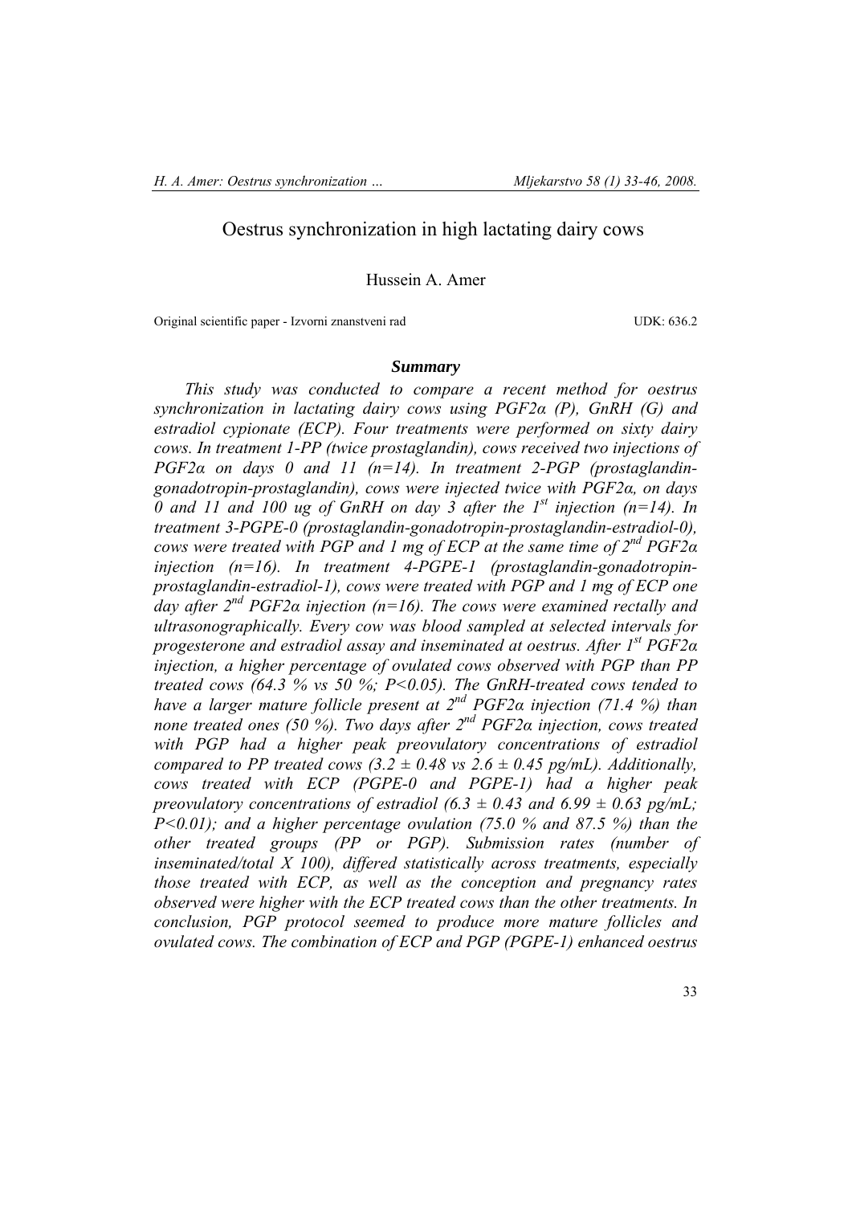# Oestrus synchronization in high lactating dairy cows

Hussein A. Amer

Original scientific paper - Izvorni znanstveni rad UDK: 636.2

## *Summary*

*This study was conducted to compare a recent method for oestrus synchronization in lactating dairy cows using PGF2α (P), GnRH (G) and estradiol cypionate (ECP). Four treatments were performed on sixty dairy cows. In treatment 1-PP (twice prostaglandin), cows received two injections of PGF2α on days 0 and 11 (n=14). In treatment 2-PGP (prostaglandin-gonadotropin-prostaglandin), cows were injected twice with PGF2α, on days 0 and 11 and 100 ug of GnRH on day 3 after the 1st injection (n=14). In treatment 3-PGPE-0 (prostaglandin-gonadotropin-prostaglandin-estradiol-0), cows were treated with PGP and 1 mg of ECP at the same time of 2nd PGF2α injection (n=16). In treatment 4-PGPE-1 (prostaglandin-gonadotropin-prostaglandin-estradiol-1), cows were treated with PGP and 1 mg of ECP one day after 2nd PGF2α injection (n=16). The cows were examined rectally and ultrasonographically. Every cow was blood sampled at selected intervals for progesterone and estradiol assay and inseminated at oestrus. After 1st PGF2α injection, a higher percentage of ovulated cows observed with PGP than PP treated cows (64.3 % vs 50 %; $P<0.05$). The GnRH-treated cows tended to have a larger mature follicle present at 2nd PGF2α injection (71.4 %) than none treated ones (50 %). Two days after 2nd PGF2α injection, cows treated with PGP had a higher peak preovulatory concentrations of estradiol compared to PP treated cows ($3.2 \pm 0.48$ vs $2.6 \pm 0.45$ pg/mL). Additionally, cows treated with ECP (PGPE-0 and PGPE-1) had a higher peak preovulatory concentrations of estradiol ($6.3 \pm 0.43$ and $6.99 \pm 0.63$ pg/mL; $P<0.01$); and a higher percentage ovulation (75.0 % and 87.5 %) than the other treated groups (PP or PGP). Submission rates (number of inseminated/total X 100), differed statistically across treatments, especially those treated with ECP, as well as the conception and pregnancy rates observed were higher with the ECP treated cows than the other treatments. In conclusion, PGP protocol seemed to produce more mature follicles and ovulated cows. The combination of ECP and PGP (PGPE-1) enhanced oestrus*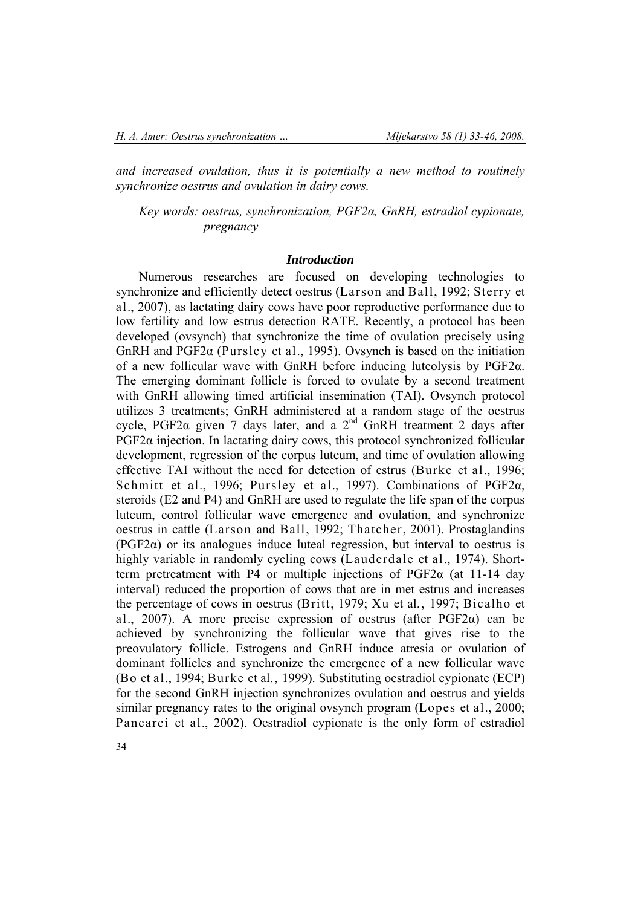*and increased ovulation, thus it is potentially a new method to routinely synchronize oestrus and ovulation in dairy cows.*

*Key words: oestrus, synchronization, PGF2α, GnRH, estradiol cypionate, pregnancy*

## *Introduction*

Numerous researches are focused on developing technologies to synchronize and efficiently detect oestrus (Larson and Ball, 1992; Sterry et al., 2007), as lactating dairy cows have poor reproductive performance due to low fertility and low estrus detection RATE. Recently, a protocol has been developed (ovsynch) that synchronize the time of ovulation precisely using GnRH and PGF2α (Pursley et al., 1995). Ovsynch is based on the initiation of a new follicular wave with GnRH before inducing luteolysis by PGF2α. The emerging dominant follicle is forced to ovulate by a second treatment with GnRH allowing timed artificial insemination (TAI). Ovsynch protocol utilizes 3 treatments; GnRH administered at a random stage of the oestrus cycle, PGF2α given 7 days later, and a 2$^{nd}$ GnRH treatment 2 days after PGF2α injection. In lactating dairy cows, this protocol synchronized follicular development, regression of the corpus luteum, and time of ovulation allowing effective TAI without the need for detection of estrus (Burke et al., 1996; Schmitt et al., 1996; Pursley et al., 1997). Combinations of PGF2α, steroids (E2 and P4) and GnRH are used to regulate the life span of the corpus luteum, control follicular wave emergence and ovulation, and synchronize oestrus in cattle (Larson and Ball, 1992; Thatcher, 2001). Prostaglandins (PGF2α) or its analogues induce luteal regression, but interval to oestrus is highly variable in randomly cycling cows (Lauderdale et al., 1974). Short-term pretreatment with P4 or multiple injections of PGF2α (at 11-14 day interval) reduced the proportion of cows that are in met estrus and increases the percentage of cows in oestrus (Britt, 1979; Xu et al., 1997; Bicalho et al., 2007). A more precise expression of oestrus (after PGF2α) can be achieved by synchronizing the follicular wave that gives rise to the preovulatory follicle. Estrogens and GnRH induce atresia or ovulation of dominant follicles and synchronize the emergence of a new follicular wave (Bo et al., 1994; Burke et al., 1999). Substituting oestradiol cypionate (ECP) for the second GnRH injection synchronizes ovulation and oestrus and yields similar pregnancy rates to the original ovsynch program (Lopes et al., 2000; Pancarci et al., 2002). Oestradiol cypionate is the only form of estradiol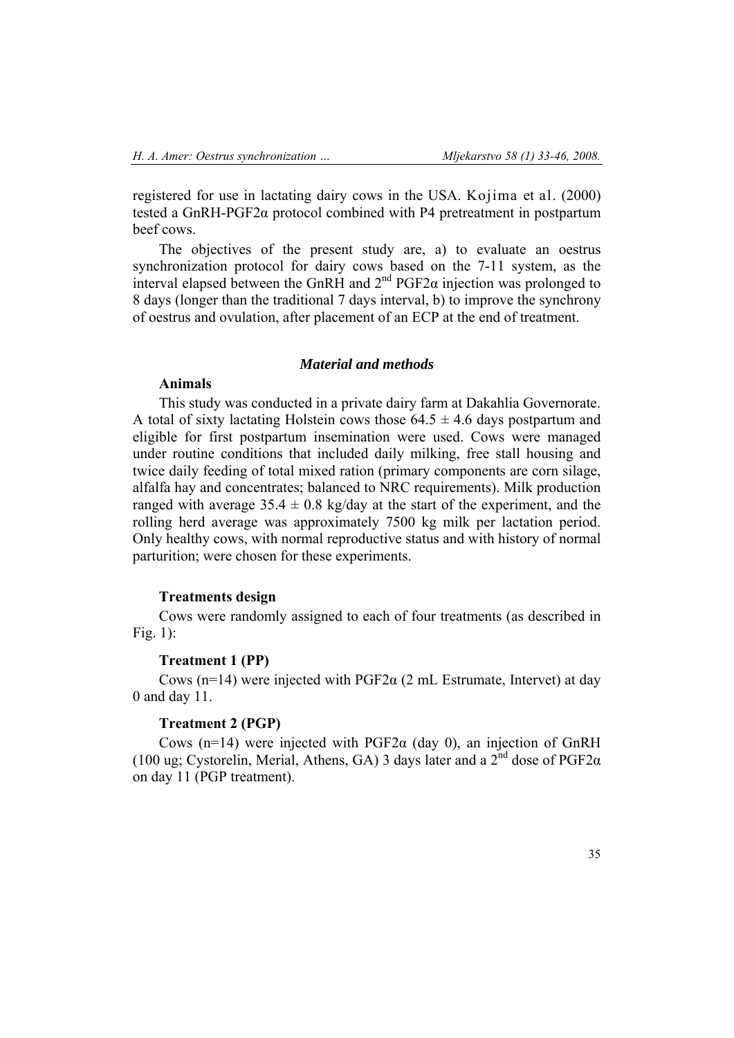registered for use in lactating dairy cows in the USA. Kojima et al. (2000) tested a GnRH-PGF2α protocol combined with P4 pretreatment in postpartum beef cows.

The objectives of the present study are, a) to evaluate an oestrus synchronization protocol for dairy cows based on the 7-11 system, as the interval elapsed between the GnRH and 2nd PGF2α injection was prolonged to 8 days (longer than the traditional 7 days interval, b) to improve the synchrony of oestrus and ovulation, after placement of an ECP at the end of treatment.

## *Material and methods*

### Animals

This study was conducted in a private dairy farm at Dakahlia Governorate. A total of sixty lactating Holstein cows those $64.5 \pm 4.6$ days postpartum and eligible for first postpartum insemination were used. Cows were managed under routine conditions that included daily milking, free stall housing and twice daily feeding of total mixed ration (primary components are corn silage, alfalfa hay and concentrates; balanced to NRC requirements). Milk production ranged with average $35.4 \pm 0.8$ kg/day at the start of the experiment, and the rolling herd average was approximately 7500 kg milk per lactation period. Only healthy cows, with normal reproductive status and with history of normal parturition; were chosen for these experiments.

### Treatments design

Cows were randomly assigned to each of four treatments (as described in Fig. 1):

#### Treatment 1 (PP)

Cows (n=14) were injected with PGF2α (2 mL Estrumate, Intervet) at day 0 and day 11.

#### Treatment 2 (PGP)

Cows (n=14) were injected with PGF2α (day 0), an injection of GnRH (100 ug; Cystorelin, Merial, Athens, GA) 3 days later and a 2nd dose of PGF2α on day 11 (PGP treatment).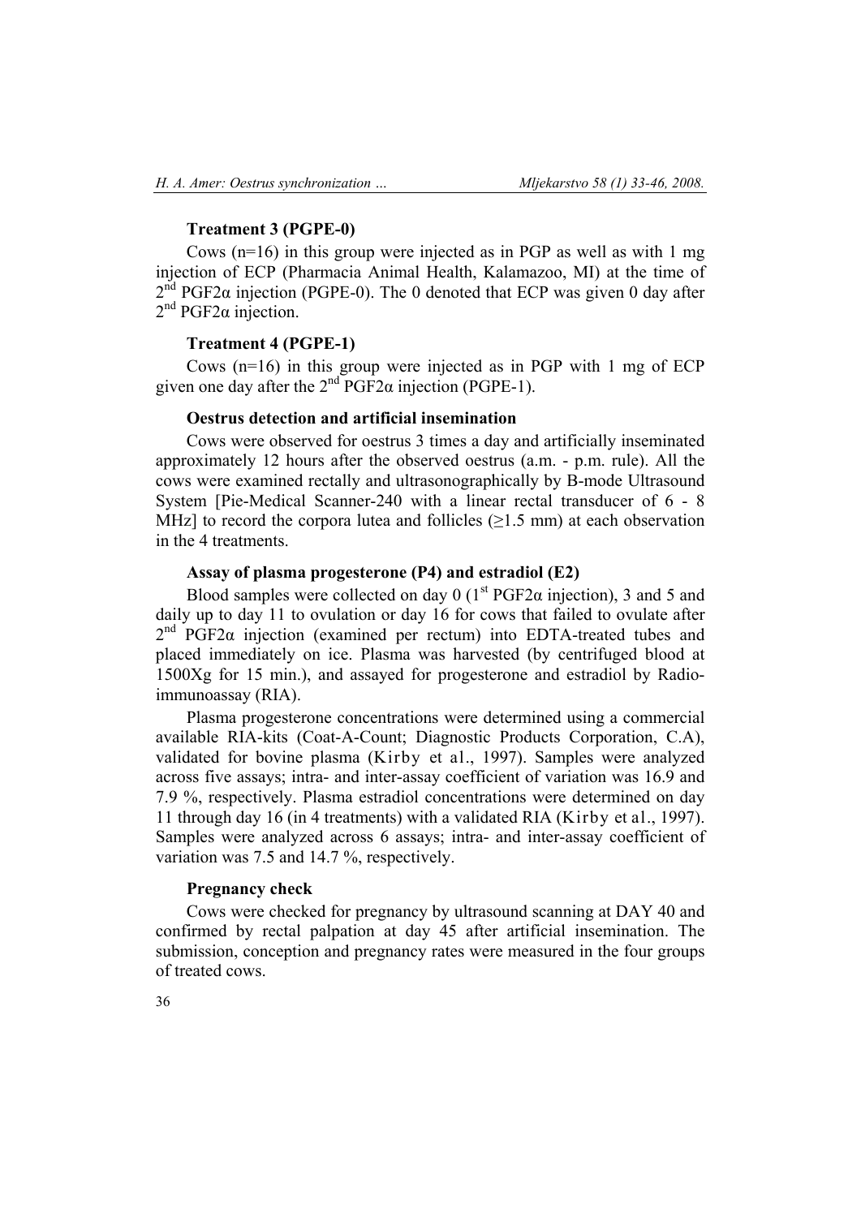#### Treatment 3 (PGPE-0)

Cows (n=16) in this group were injected as in PGP as well as with 1 mg injection of ECP (Pharmacia Animal Health, Kalamazoo, MI) at the time of $2^{nd}$ PGF2α injection (PGPE-0). The 0 denoted that ECP was given 0 day after $2^{nd}$ PGF2α injection.

#### Treatment 4 (PGPE-1)

Cows (n=16) in this group were injected as in PGP with 1 mg of ECP given one day after the $2^{nd}$ PGF2α injection (PGPE-1).

#### Oestrus detection and artificial insemination

Cows were observed for oestrus 3 times a day and artificially inseminated approximately 12 hours after the observed oestrus (a.m. - p.m. rule). All the cows were examined rectally and ultrasonographically by B-mode Ultrasound System [Pie-Medical Scanner-240 with a linear rectal transducer of 6 - 8 MHz] to record the corpora lutea and follicles (≥1.5 mm) at each observation in the 4 treatments.

#### Assay of plasma progesterone (P4) and estradiol (E2)

Blood samples were collected on day 0 ($1^{st}$ PGF2α injection), 3 and 5 and daily up to day 11 to ovulation or day 16 for cows that failed to ovulate after $2^{nd}$ PGF2α injection (examined per rectum) into EDTA-treated tubes and placed immediately on ice. Plasma was harvested (by centrifuged blood at 1500Xg for 15 min.), and assayed for progesterone and estradiol by Radio-immunoassay (RIA).

Plasma progesterone concentrations were determined using a commercial available RIA-kits (Coat-A-Count; Diagnostic Products Corporation, C.A), validated for bovine plasma (Kirby et al., 1997). Samples were analyzed across five assays; intra- and inter-assay coefficient of variation was 16.9 and 7.9 %, respectively. Plasma estradiol concentrations were determined on day 11 through day 16 (in 4 treatments) with a validated RIA (Kirby et al., 1997). Samples were analyzed across 6 assays; intra- and inter-assay coefficient of variation was 7.5 and 14.7 %, respectively.

#### Pregnancy check

Cows were checked for pregnancy by ultrasound scanning at DAY 40 and confirmed by rectal palpation at day 45 after artificial insemination. The submission, conception and pregnancy rates were measured in the four groups of treated cows.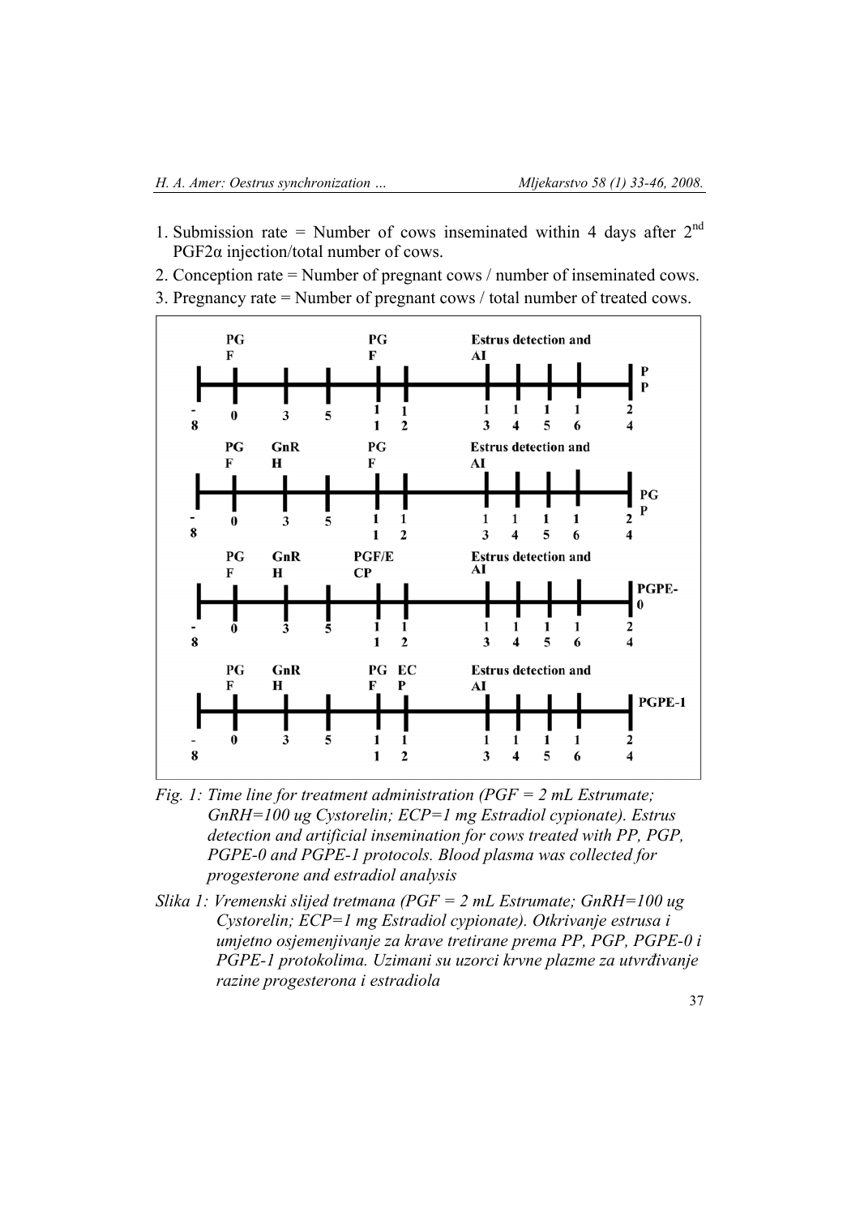1. Submission rate = Number of cows inseminated within 4 days after 2[nd] PGF2α injection/total number of cows.
2. Conception rate = Number of pregnant cows / number of inseminated cows.
3. Pregnancy rate = Number of pregnant cows / total number of treated cows.

*Fig. 1: Time line for treatment administration (PGF = 2 mL Estrumate; GnRH=100 ug Cystorelin; ECP=1 mg Estradiol cypionate). Estrus detection and artificial insemination for cows treated with PP, PGP, PGPE-0 and PGPE-1 protocols. Blood plasma was collected for progesterone and estradiol analysis*

*Slika 1: Vremenski slijed tretmana (PGF = 2 mL Estrumate; GnRH=100 ug Cystorelin; ECP=1 mg Estradiol cypionate). Otkrivanje estrusa i umjetno osjemenjivanje za krave tretirane prema PP, PGP, PGPE-0 i PGPE-1 protokolima. Uzimani su uzorci krvne plazme za utvrđivanje razine progesterona i estradiola*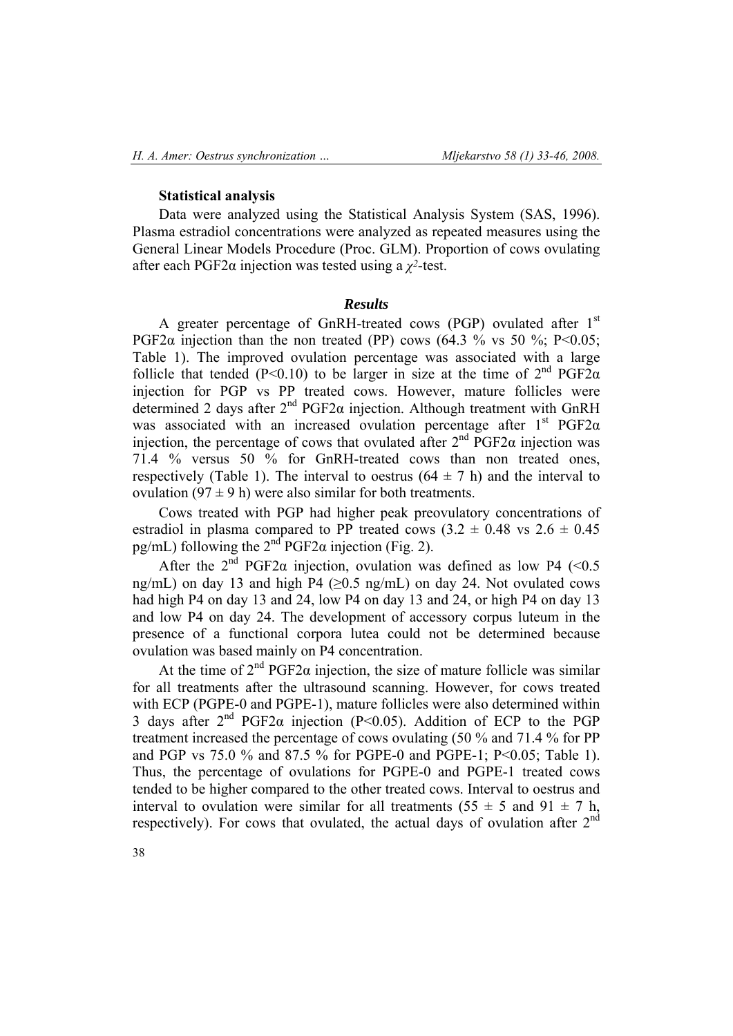### Statistical analysis

Data were analyzed using the Statistical Analysis System (SAS, 1996). Plasma estradiol concentrations were analyzed as repeated measures using the General Linear Models Procedure (Proc. GLM). Proportion of cows ovulating after each PGF2α injection was tested using a $\chi^2$-test.

## *Results*

A greater percentage of GnRH-treated cows (PGP) ovulated after 1st PGF2α injection than the non treated (PP) cows (64.3 % vs 50 %; $P<0.05$; Table 1). The improved ovulation percentage was associated with a large follicle that tended ($P<0.10$) to be larger in size at the time of 2nd PGF2α injection for PGP vs PP treated cows. However, mature follicles were determined 2 days after 2nd PGF2α injection. Although treatment with GnRH was associated with an increased ovulation percentage after 1st PGF2α injection, the percentage of cows that ovulated after 2nd PGF2α injection was 71.4 % versus 50 % for GnRH-treated cows than non treated ones, respectively (Table 1). The interval to oestrus (64 ± 7 h) and the interval to ovulation (97 ± 9 h) were also similar for both treatments.

Cows treated with PGP had higher peak preovulatory concentrations of estradiol in plasma compared to PP treated cows (3.2 ± 0.48 vs 2.6 ± 0.45 pg/mL) following the 2nd PGF2α injection (Fig. 2).

After the 2nd PGF2α injection, ovulation was defined as low P4 (<0.5 ng/mL) on day 13 and high P4 (≥0.5 ng/mL) on day 24. Not ovulated cows had high P4 on day 13 and 24, low P4 on day 13 and 24, or high P4 on day 13 and low P4 on day 24. The development of accessory corpus luteum in the presence of a functional corpora lutea could not be determined because ovulation was based mainly on P4 concentration.

At the time of 2nd PGF2α injection, the size of mature follicle was similar for all treatments after the ultrasound scanning. However, for cows treated with ECP (PGPE-0 and PGPE-1), mature follicles were also determined within 3 days after 2nd PGF2α injection ($P<0.05$). Addition of ECP to the PGP treatment increased the percentage of cows ovulating (50 % and 71.4 % for PP and PGP vs 75.0 % and 87.5 % for PGPE-0 and PGPE-1; $P<0.05$; Table 1). Thus, the percentage of ovulations for PGPE-0 and PGPE-1 treated cows tended to be higher compared to the other treated cows. Interval to oestrus and interval to ovulation were similar for all treatments (55 ± 5 and 91 ± 7 h, respectively). For cows that ovulated, the actual days of ovulation after 2nd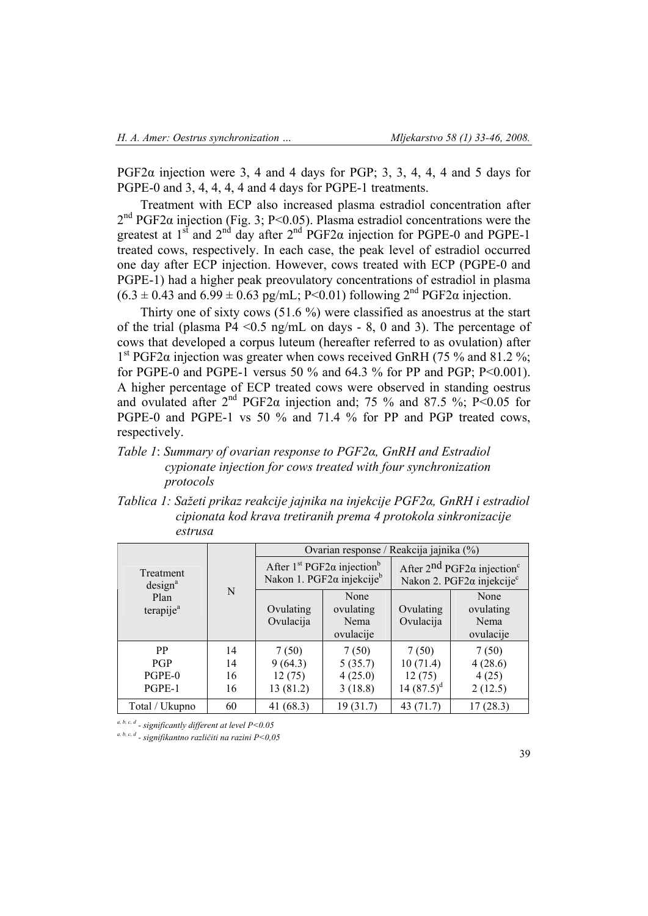PGF2α injection were 3, 4 and 4 days for PGP; 3, 3, 4, 4, 4 and 5 days for PGPE-0 and 3, 4, 4, 4, 4 and 4 days for PGPE-1 treatments.

Treatment with ECP also increased plasma estradiol concentration after 2nd PGF2α injection (Fig. 3; $P<0.05$). Plasma estradiol concentrations were the greatest at 1st and 2nd day after 2nd PGF2α injection for PGPE-0 and PGPE-1 treated cows, respectively. In each case, the peak level of estradiol occurred one day after ECP injection. However, cows treated with ECP (PGPE-0 and PGPE-1) had a higher peak preovulatory concentrations of estradiol in plasma ($6.3 \pm 0.43$ and $6.99 \pm 0.63$ pg/mL; $P<0.01$) following 2nd PGF2α injection.

Thirty one of sixty cows (51.6 %) were classified as anoestrus at the start of the trial (plasma P4 <0.5 ng/mL on days - 8, 0 and 3). The percentage of cows that developed a corpus luteum (hereafter referred to as ovulation) after 1st PGF2α injection was greater when cows received GnRH (75 % and 81.2 %; for PGPE-0 and PGPE-1 versus 50 % and 64.3 % for PP and PGP; $P<0.001$). A higher percentage of ECP treated cows were observed in standing oestrus and ovulated after 2nd PGF2α injection and; 75 % and 87.5 %; $P<0.05$ for PGPE-0 and PGPE-1 vs 50 % and 71.4 % for PP and PGP treated cows, respectively.

*Table 1: Summary of ovarian response to PGF2α, GnRH and Estradiol cypionate injection for cows treated with four synchronization protocols*

*Tablica 1: Sažeti prikaz reakcije jajnika na injekcije PGF2α, GnRH i estradiol cipionata kod krava tretiranih prema 4 protokola sinkronizacije estrusa*

| Treatment design[a] / Plan terapije[a] | N | Ovarian response / Reakcija jajnika (%) | | | |
|---|---|---|---|---|---|
| | | After 1st PGF2α injection[b] / Nakon 1. PGF2α injekcije[b] | | After 2nd PGF2α injection[c] / Nakon 2. PGF2α injekcije[c] | |
| | | Ovulating / Ovulacija | None ovulating / Nema ovulacije | Ovulating / Ovulacija | None ovulating / Nema ovulacije |
| PP | 14 | 7 (50) | 7 (50) | 7 (50) | 7 (50) |
| PGP | 14 | 9 (64.3) | 5 (35.7) | 10 (71.4) | 4 (28.6) |
| PGPE-0 | 16 | 12 (75) | 4 (25.0) | 12 (75) | 4 (25) |
| PGPE-1 | 16 | 13 (81.2) | 3 (18.8) | 14 (87.5)[d] | 2 (12.5) |
| Total / Ukupno | 60 | 41 (68.3) | 19 (31.7) | 43 (71.7) | 17 (28.3) |

*a, b, c, d - significantly different at level $P<0.05$*

*a, b, c, d - signifikantno različiti na razini $P<0,05$*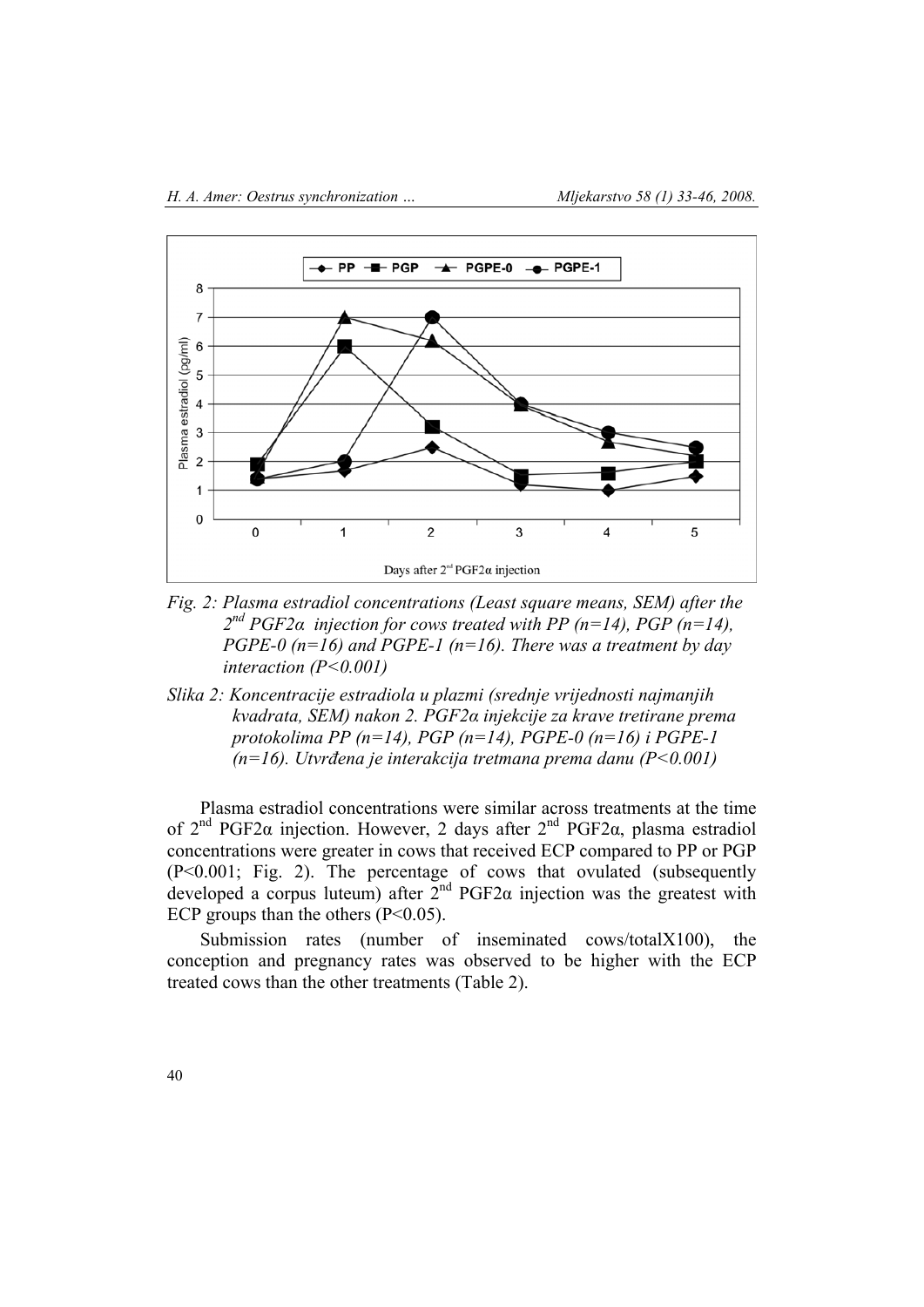*Fig. 2: Plasma estradiol concentrations (Least square means, SEM) after the 2nd PGF2α injection for cows treated with PP (n=14), PGP (n=14), PGPE-0 (n=16) and PGPE-1 (n=16). There was a treatment by day interaction (P<0.001)*

*Slika 2: Koncentracije estradiola u plazmi (srednje vrijednosti najmanjih kvadrata, SEM) nakon 2. PGF2α injekcije za krave tretirane prema protokolima PP (n=14), PGP (n=14), PGPE-0 (n=16) i PGPE-1 (n=16). Utvrđena je interakcija tretmana prema danu (P<0.001)*

Plasma estradiol concentrations were similar across treatments at the time of 2nd PGF2α injection. However, 2 days after 2nd PGF2α, plasma estradiol concentrations were greater in cows that received ECP compared to PP or PGP ($P<0.001$; Fig. 2). The percentage of cows that ovulated (subsequently developed a corpus luteum) after 2nd PGF2α injection was the greatest with ECP groups than the others ($P<0.05$).

Submission rates (number of inseminated cows/totalX100), the conception and pregnancy rates was observed to be higher with the ECP treated cows than the other treatments (Table 2).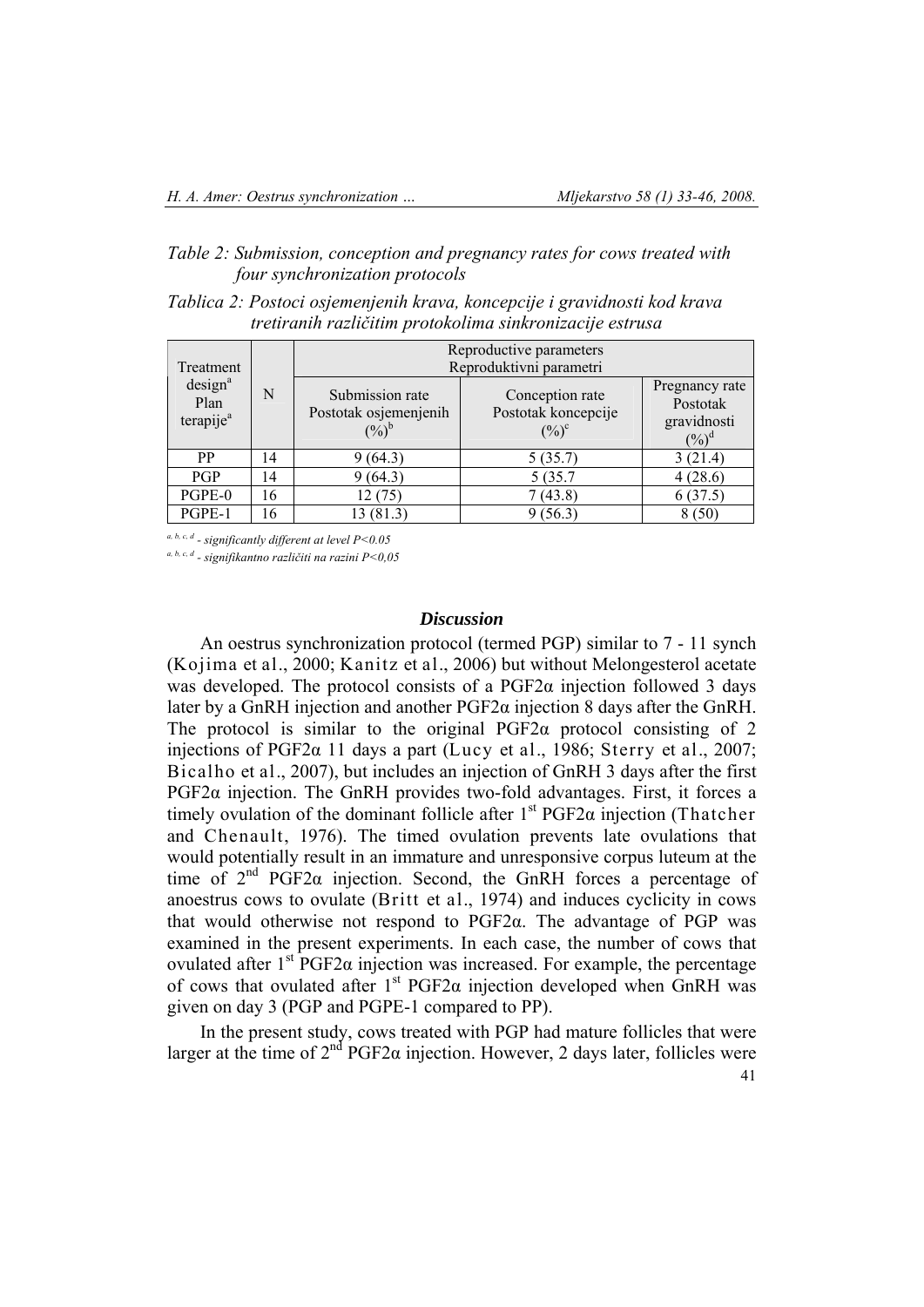*Table 2: Submission, conception and pregnancy rates for cows treated with four synchronization protocols*

*Tablica 2: Postoci osjemenjenih krava, koncepcije i gravidnosti kod krava tretiranih različitim protokolima sinkronizacije estrusa*

| Treatment design[a] Plan terapije[a] | N | Reproductive parameters Reproduktivni parametri | | |
|---|---|---|---|---|
| | | Submission rate Postotak osjemenjenih (%)[b] | Conception rate Postotak koncepcije (%)[c] | Pregnancy rate Postotak gravidnosti (%)[d] |
| PP | 14 | 9 (64.3) | 5 (35.7) | 3 (21.4) |
| PGP | 14 | 9 (64.3) | 5 (35.7 | 4 (28.6) |
| PGPE-0 | 16 | 12 (75) | 7 (43.8) | 6 (37.5) |
| PGPE-1 | 16 | 13 (81.3) | 9 (56.3) | 8 (50) |

*a, b, c, d - significantly different at level P<0.05*

*a, b, c, d - signifikantno različiti na razini P<0,05*

## *Discussion*

An oestrus synchronization protocol (termed PGP) similar to 7 - 11 synch (Kojima et al., 2000; Kanitz et al., 2006) but without Melongesterol acetate was developed. The protocol consists of a PGF2α injection followed 3 days later by a GnRH injection and another PGF2α injection 8 days after the GnRH. The protocol is similar to the original PGF2α protocol consisting of 2 injections of PGF2α 11 days a part (Lucy et al., 1986; Sterry et al., 2007; Bicalho et al., 2007), but includes an injection of GnRH 3 days after the first PGF2α injection. The GnRH provides two-fold advantages. First, it forces a timely ovulation of the dominant follicle after 1st PGF2α injection (Thatcher and Chenault, 1976). The timed ovulation prevents late ovulations that would potentially result in an immature and unresponsive corpus luteum at the time of 2nd PGF2α injection. Second, the GnRH forces a percentage of anoestrus cows to ovulate (Britt et al., 1974) and induces cyclicity in cows that would otherwise not respond to PGF2α. The advantage of PGP was examined in the present experiments. In each case, the number of cows that ovulated after 1st PGF2α injection was increased. For example, the percentage of cows that ovulated after 1st PGF2α injection developed when GnRH was given on day 3 (PGP and PGPE-1 compared to PP).

In the present study, cows treated with PGP had mature follicles that were larger at the time of 2nd PGF2α injection. However, 2 days later, follicles were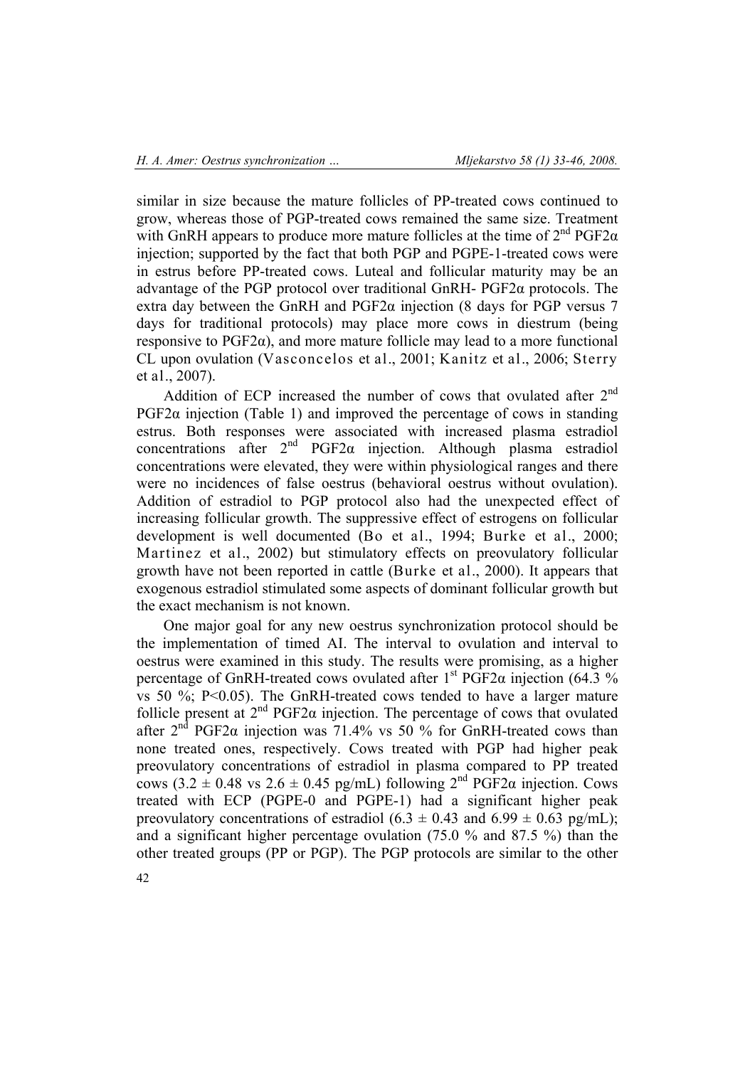similar in size because the mature follicles of PP-treated cows continued to grow, whereas those of PGP-treated cows remained the same size. Treatment with GnRH appears to produce more mature follicles at the time of 2$^{nd}$ PGF2α injection; supported by the fact that both PGP and PGPE-1-treated cows were in estrus before PP-treated cows. Luteal and follicular maturity may be an advantage of the PGP protocol over traditional GnRH- PGF2α protocols. The extra day between the GnRH and PGF2α injection (8 days for PGP versus 7 days for traditional protocols) may place more cows in diestrum (being responsive to PGF2α), and more mature follicle may lead to a more functional CL upon ovulation (Vasconcelos et al., 2001; Kanitz et al., 2006; Sterry et al., 2007).

Addition of ECP increased the number of cows that ovulated after 2$^{nd}$ PGF2α injection (Table 1) and improved the percentage of cows in standing estrus. Both responses were associated with increased plasma estradiol concentrations after 2$^{nd}$ PGF2α injection. Although plasma estradiol concentrations were elevated, they were within physiological ranges and there were no incidences of false oestrus (behavioral oestrus without ovulation). Addition of estradiol to PGP protocol also had the unexpected effect of increasing follicular growth. The suppressive effect of estrogens on follicular development is well documented (Bo et al., 1994; Burke et al., 2000; Martinez et al., 2002) but stimulatory effects on preovulatory follicular growth have not been reported in cattle (Burke et al., 2000). It appears that exogenous estradiol stimulated some aspects of dominant follicular growth but the exact mechanism is not known.

One major goal for any new oestrus synchronization protocol should be the implementation of timed AI. The interval to ovulation and interval to oestrus were examined in this study. The results were promising, as a higher percentage of GnRH-treated cows ovulated after 1$^{st}$ PGF2α injection (64.3 % vs 50 %; $P<0.05$). The GnRH-treated cows tended to have a larger mature follicle present at 2$^{nd}$ PGF2α injection. The percentage of cows that ovulated after 2$^{nd}$ PGF2α injection was 71.4% vs 50 % for GnRH-treated cows than none treated ones, respectively. Cows treated with PGP had higher peak preovulatory concentrations of estradiol in plasma compared to PP treated cows ($3.2 \pm 0.48$ vs $2.6 \pm 0.45$ pg/mL) following 2$^{nd}$ PGF2α injection. Cows treated with ECP (PGPE-0 and PGPE-1) had a significant higher peak preovulatory concentrations of estradiol ($6.3 \pm 0.43$ and $6.99 \pm 0.63$ pg/mL); and a significant higher percentage ovulation (75.0 % and 87.5 %) than the other treated groups (PP or PGP). The PGP protocols are similar to the other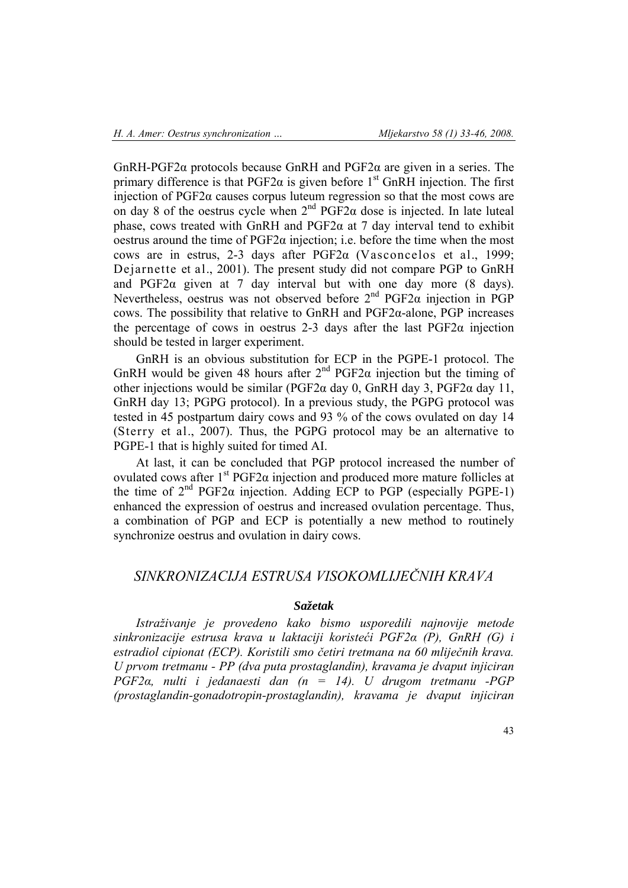GnRH-PGF2α protocols because GnRH and PGF2α are given in a series. The primary difference is that PGF2α is given before 1st GnRH injection. The first injection of PGF2α causes corpus luteum regression so that the most cows are on day 8 of the oestrus cycle when 2nd PGF2α dose is injected. In late luteal phase, cows treated with GnRH and PGF2α at 7 day interval tend to exhibit oestrus around the time of PGF2α injection; i.e. before the time when the most cows are in estrus, 2-3 days after PGF2α (Vasconcelos et al., 1999; Dejarnette et al., 2001). The present study did not compare PGP to GnRH and PGF2α given at 7 day interval but with one day more (8 days). Nevertheless, oestrus was not observed before 2nd PGF2α injection in PGP cows. The possibility that relative to GnRH and PGF2α-alone, PGP increases the percentage of cows in oestrus 2-3 days after the last PGF2α injection should be tested in larger experiment.

GnRH is an obvious substitution for ECP in the PGPE-1 protocol. The GnRH would be given 48 hours after 2nd PGF2α injection but the timing of other injections would be similar (PGF2α day 0, GnRH day 3, PGF2α day 11, GnRH day 13; PGPG protocol). In a previous study, the PGPG protocol was tested in 45 postpartum dairy cows and 93 % of the cows ovulated on day 14 (Sterry et al., 2007). Thus, the PGPG protocol may be an alternative to PGPE-1 that is highly suited for timed AI.

At last, it can be concluded that PGP protocol increased the number of ovulated cows after 1st PGF2α injection and produced more mature follicles at the time of 2nd PGF2α injection. Adding ECP to PGP (especially PGPE-1) enhanced the expression of oestrus and increased ovulation percentage. Thus, a combination of PGP and ECP is potentially a new method to routinely synchronize oestrus and ovulation in dairy cows.

## *SINKRONIZACIJA ESTRUSA VISOKOMLIJEČNIH KRAVA*

### *Sažetak*

*Istraživanje je provedeno kako bismo usporedili najnovije metode sinkronizacije estrusa krava u laktaciji koristeći PGF2α (P), GnRH (G) i estradiol cipionat (ECP). Koristili smo četiri tretmana na 60 mliječnih krava. U prvom tretmanu - PP (dva puta prostaglandin), kravama je dvaput injiciran PGF2α, nulti i jedanaesti dan (n = 14). U drugom tretmanu -PGP (prostaglandin-gonadotropin-prostaglandin), kravama je dvaput injiciran*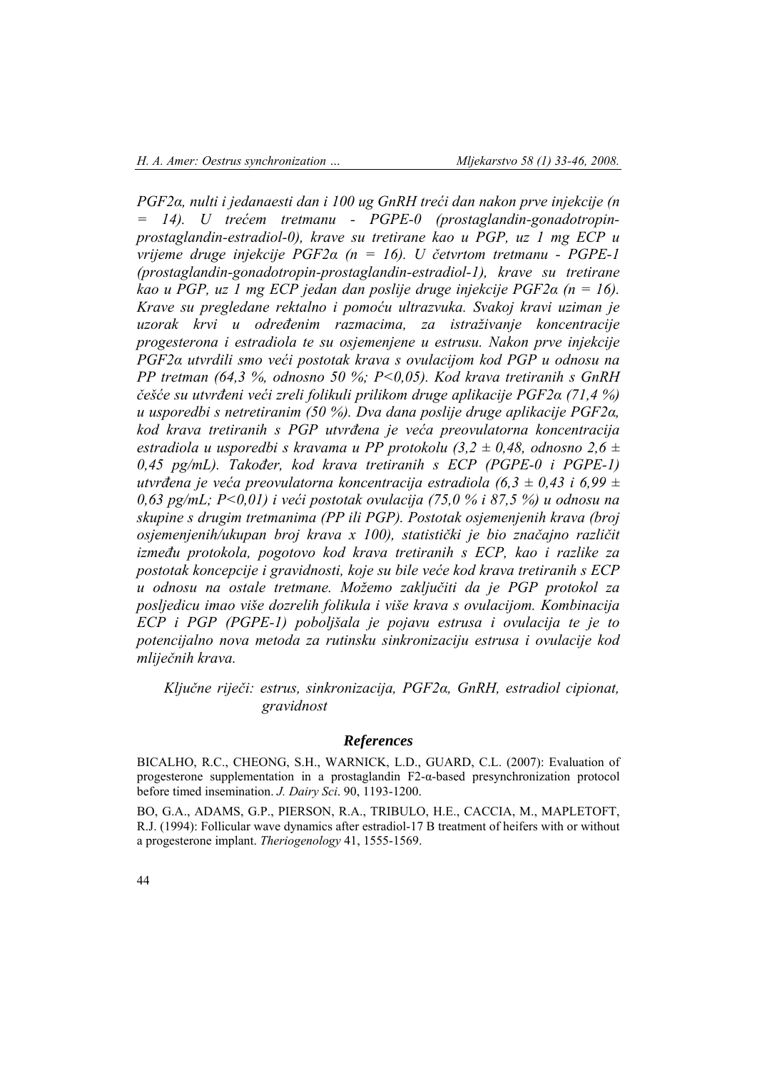*PGF2α, nulti i jedanaesti dan i 100 ug GnRH treći dan nakon prve injekcije (n = 14). U trećem tretmanu - PGPE-0 (prostaglandin-gonadotropin-prostaglandin-estradiol-0), krave su tretirane kao u PGP, uz 1 mg ECP u vrijeme druge injekcije PGF2α (n = 16). U četvrtom tretmanu - PGPE-1 (prostaglandin-gonadotropin-prostaglandin-estradiol-1), krave su tretirane kao u PGP, uz 1 mg ECP jedan dan poslije druge injekcije PGF2α (n = 16). Krave su pregledane rektalno i pomoću ultrazvuka. Svakoj kravi uziman je uzorak krvi u određenim razmacima, za istraživanje koncentracije progesterona i estradiola te su osjemenjene u estrusu. Nakon prve injekcije PGF2α utvrdili smo veći postotak krava s ovulacijom kod PGP u odnosu na PP tretman (64,3 %, odnosno 50 %; P<0,05). Kod krava tretiranih s GnRH češće su utvrđeni veći zreli folikuli prilikom druge aplikacije PGF2α (71,4 %) u usporedbi s netretiranim (50 %). Dva dana poslije druge aplikacije PGF2α, kod krava tretiranih s PGP utvrđena je veća preovulatorna koncentracija estradiola u usporedbi s kravama u PP protokolu (3,2 ± 0,48, odnosno 2,6 ± 0,45 pg/mL). Također, kod krava tretiranih s ECP (PGPE-0 i PGPE-1) utvrđena je veća preovulatorna koncentracija estradiola (6,3 ± 0,43 i 6,99 ± 0,63 pg/mL; P<0,01) i veći postotak ovulacija (75,0 % i 87,5 %) u odnosu na skupine s drugim tretmanima (PP ili PGP). Postotak osjemenjenih krava (broj osjemenjenih/ukupan broj krava x 100), statistički je bio značajno različit između protokola, pogotovo kod krava tretiranih s ECP, kao i razlike za postotak koncepcije i gravidnosti, koje su bile veće kod krava tretiranih s ECP u odnosu na ostale tretmane. Možemo zaključiti da je PGP protokol za posljedicu imao više dozrelih folikula i više krava s ovulacijom. Kombinacija ECP i PGP (PGPE-1) poboljšala je pojavu estrusa i ovulacija te je to potencijalno nova metoda za rutinsku sinkronizaciju estrusa i ovulacije kod mliječnih krava.*

*Ključne riječi: estrus, sinkronizacija, PGF2α, GnRH, estradiol cipionat, gravidnost*

## *References*

BICALHO, R.C., CHEONG, S.H., WARNICK, L.D., GUARD, C.L. (2007): Evaluation of progesterone supplementation in a prostaglandin F2-α-based presynchronization protocol before timed insemination. *J. Dairy Sci*. 90, 1193-1200.

BO, G.A., ADAMS, G.P., PIERSON, R.A., TRIBULO, H.E., CACCIA, M., MAPLETOFT, R.J. (1994): Follicular wave dynamics after estradiol-17 B treatment of heifers with or without a progesterone implant. *Theriogenology* 41, 1555-1569.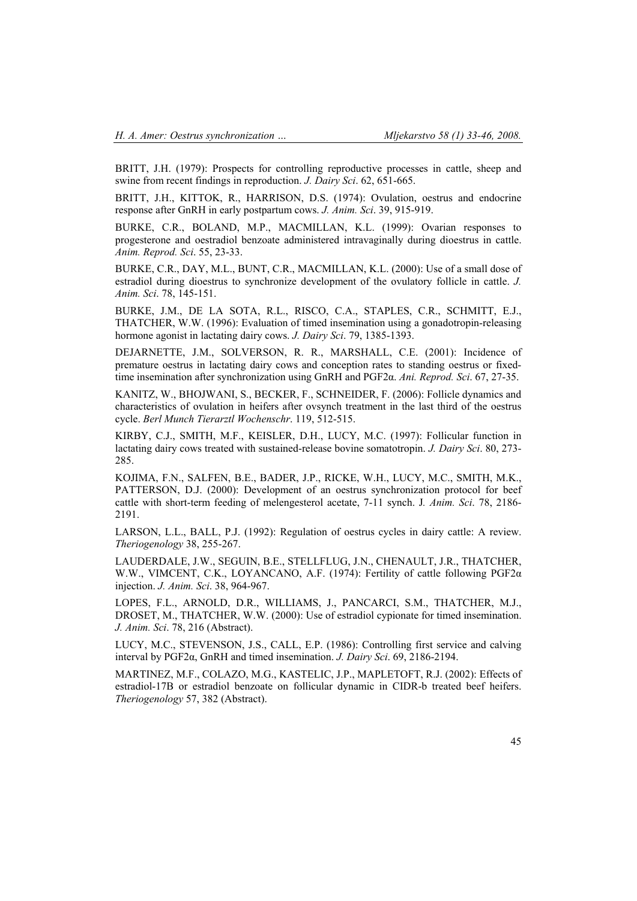BRITT, J.H. (1979): Prospects for controlling reproductive processes in cattle, sheep and swine from recent findings in reproduction. *J. Dairy Sci*. 62, 651-665.

BRITT, J.H., KITTOK, R., HARRISON, D.S. (1974): Ovulation, oestrus and endocrine response after GnRH in early postpartum cows. *J. Anim. Sci*. 39, 915-919.

BURKE, C.R., BOLAND, M.P., MACMILLAN, K.L. (1999): Ovarian responses to progesterone and oestradiol benzoate administered intravaginally during dioestrus in cattle. *Anim. Reprod. Sci*. 55, 23-33.

BURKE, C.R., DAY, M.L., BUNT, C.R., MACMILLAN, K.L. (2000): Use of a small dose of estradiol during dioestrus to synchronize development of the ovulatory follicle in cattle. *J. Anim. Sci*. 78, 145-151.

BURKE, J.M., DE LA SOTA, R.L., RISCO, C.A., STAPLES, C.R., SCHMITT, E.J., THATCHER, W.W. (1996): Evaluation of timed insemination using a gonadotropin-releasing hormone agonist in lactating dairy cows. *J. Dairy Sci*. 79, 1385-1393.

DEJARNETTE, J.M., SOLVERSON, R. R., MARSHALL, C.E. (2001): Incidence of premature oestrus in lactating dairy cows and conception rates to standing oestrus or fixed-time insemination after synchronization using GnRH and PGF2α. *Ani. Reprod. Sci*. 67, 27-35.

KANITZ, W., BHOJWANI, S., BECKER, F., SCHNEIDER, F. (2006): Follicle dynamics and characteristics of ovulation in heifers after ovsynch treatment in the last third of the oestrus cycle. *Berl Munch Tierarztl Wochenschr*. 119, 512-515.

KIRBY, C.J., SMITH, M.F., KEISLER, D.H., LUCY, M.C. (1997): Follicular function in lactating dairy cows treated with sustained-release bovine somatotropin. *J. Dairy Sci*. 80, 273-285.

KOJIMA, F.N., SALFEN, B.E., BADER, J.P., RICKE, W.H., LUCY, M.C., SMITH, M.K., PATTERSON, D.J. (2000): Development of an oestrus synchronization protocol for beef cattle with short-term feeding of melengesterol acetate, 7-11 synch. *J. Anim. Sci*. 78, 2186-2191.

LARSON, L.L., BALL, P.J. (1992): Regulation of oestrus cycles in dairy cattle: A review. *Theriogenology* 38, 255-267.

LAUDERDALE, J.W., SEGUIN, B.E., STELLFLUG, J.N., CHENAULT, J.R., THATCHER, W.W., VIMCENT, C.K., LOYANCANO, A.F. (1974): Fertility of cattle following PGF2α injection. *J. Anim. Sci*. 38, 964-967.

LOPES, F.L., ARNOLD, D.R., WILLIAMS, J., PANCARCI, S.M., THATCHER, M.J., DROSET, M., THATCHER, W.W. (2000): Use of estradiol cypionate for timed insemination. *J. Anim. Sci*. 78, 216 (Abstract).

LUCY, M.C., STEVENSON, J.S., CALL, E.P. (1986): Controlling first service and calving interval by PGF2α, GnRH and timed insemination. *J. Dairy Sci*. 69, 2186-2194.

MARTINEZ, M.F., COLAZO, M.G., KASTELIC, J.P., MAPLETOFT, R.J. (2002): Effects of estradiol-17B or estradiol benzoate on follicular dynamic in CIDR-b treated beef heifers. *Theriogenology* 57, 382 (Abstract).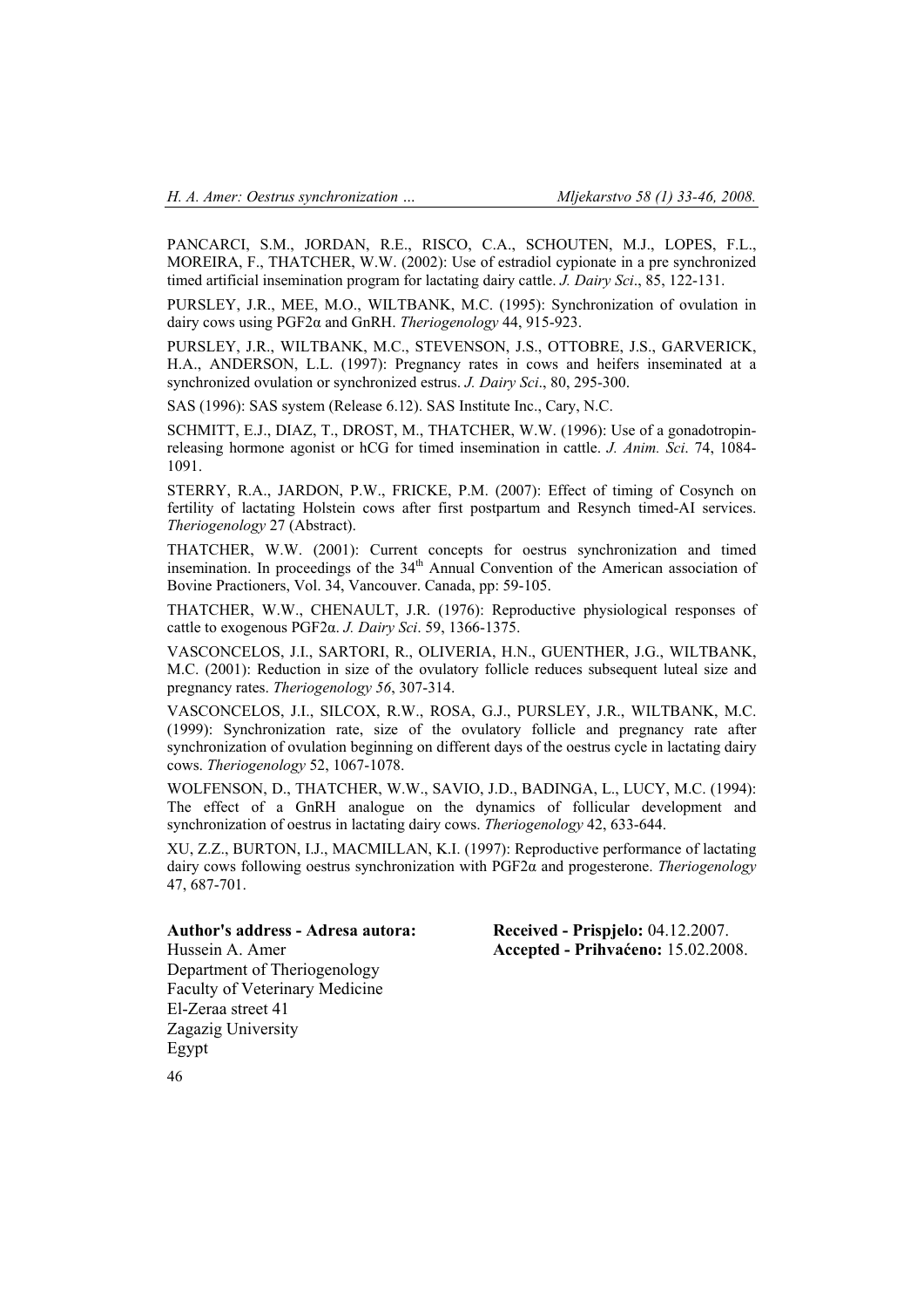PANCARCI, S.M., JORDAN, R.E., RISCO, C.A., SCHOUTEN, M.J., LOPES, F.L., MOREIRA, F., THATCHER, W.W. (2002): Use of estradiol cypionate in a pre synchronized timed artificial insemination program for lactating dairy cattle. *J. Dairy Sci*., 85, 122-131.

PURSLEY, J.R., MEE, M.O., WILTBANK, M.C. (1995): Synchronization of ovulation in dairy cows using PGF2α and GnRH. *Theriogenology* 44, 915-923.

PURSLEY, J.R., WILTBANK, M.C., STEVENSON, J.S., OTTOBRE, J.S., GARVERICK, H.A., ANDERSON, L.L. (1997): Pregnancy rates in cows and heifers inseminated at a synchronized ovulation or synchronized estrus. *J. Dairy Sci*., 80, 295-300.

SAS (1996): SAS system (Release 6.12). SAS Institute Inc., Cary, N.C.

SCHMITT, E.J., DIAZ, T., DROST, M., THATCHER, W.W. (1996): Use of a gonadotropin-releasing hormone agonist or hCG for timed insemination in cattle. *J. Anim. Sci*. 74, 1084-1091.

STERRY, R.A., JARDON, P.W., FRICKE, P.M. (2007): Effect of timing of Cosynch on fertility of lactating Holstein cows after first postpartum and Resynch timed-AI services. *Theriogenology* 27 (Abstract).

THATCHER, W.W. (2001): Current concepts for oestrus synchronization and timed insemination. In proceedings of the 34th Annual Convention of the American association of Bovine Practioners, Vol. 34, Vancouver. Canada, pp: 59-105.

THATCHER, W.W., CHENAULT, J.R. (1976): Reproductive physiological responses of cattle to exogenous PGF2α. *J. Dairy Sci*. 59, 1366-1375.

VASCONCELOS, J.I., SARTORI, R., OLIVERIA, H.N., GUENTHER, J.G., WILTBANK, M.C. (2001): Reduction in size of the ovulatory follicle reduces subsequent luteal size and pregnancy rates. *Theriogenology 56*, 307-314.

VASCONCELOS, J.I., SILCOX, R.W., ROSA, G.J., PURSLEY, J.R., WILTBANK, M.C. (1999): Synchronization rate, size of the ovulatory follicle and pregnancy rate after synchronization of ovulation beginning on different days of the oestrus cycle in lactating dairy cows. *Theriogenology* 52, 1067-1078.

WOLFENSON, D., THATCHER, W.W., SAVIO, J.D., BADINGA, L., LUCY, M.C. (1994): The effect of a GnRH analogue on the dynamics of follicular development and synchronization of oestrus in lactating dairy cows. *Theriogenology* 42, 633-644.

XU, Z.Z., BURTON, I.J., MACMILLAN, K.I. (1997): Reproductive performance of lactating dairy cows following oestrus synchronization with PGF2α and progesterone. *Theriogenology* 47, 687-701.

**Author's address - Adresa autora:**
Hussein A. Amer
Department of Theriogenology
Faculty of Veterinary Medicine
El-Zeraa street 41
Zagazig University
Egypt

**Received - Prispjelo:** 04.12.2007.
**Accepted - Prihvaćeno:** 15.02.2008.